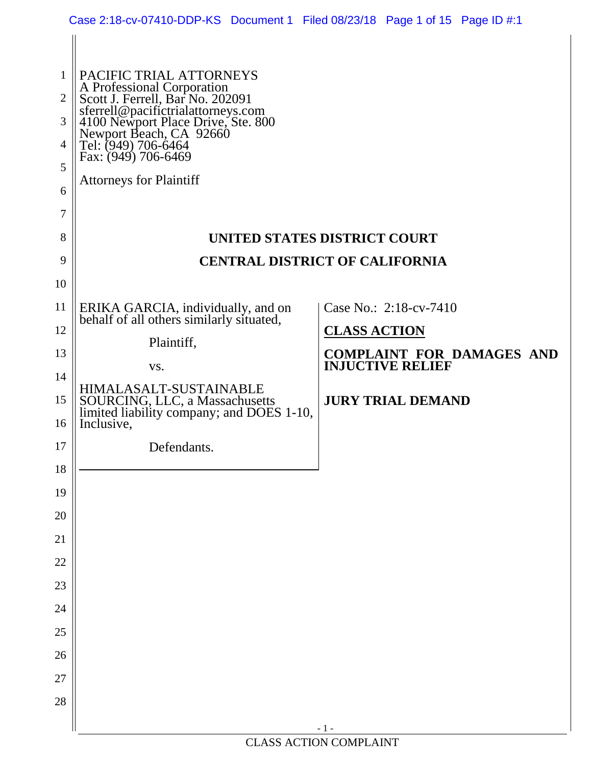PACIFIC TRIAL ATTORNEYS
A Professional Corporation
Scott J. Ferrell, Bar No. 202091
sferrell@pacifictrialattorneys.com
4100 Newport Place Drive, Ste. 800
Newport Beach, CA 92660
Tel: (949) 706-6464
Fax: (949) 706-6469

Attorneys for Plaintiff

**UNITED STATES DISTRICT COURT**

**CENTRAL DISTRICT OF CALIFORNIA**

ERIKA GARCIA, individually, and on behalf of all others similarly situated,

Plaintiff,

vs.

HIMALASALT-SUSTAINABLE SOURCING, LLC, a Massachusetts limited liability company; and DOES 1-10, Inclusive,

Defendants.

Case No.: 2:18-cv-7410

**CLASS ACTION**

**COMPLAINT FOR DAMAGES AND INJUCTIVE RELIEF**

**JURY TRIAL DEMAND**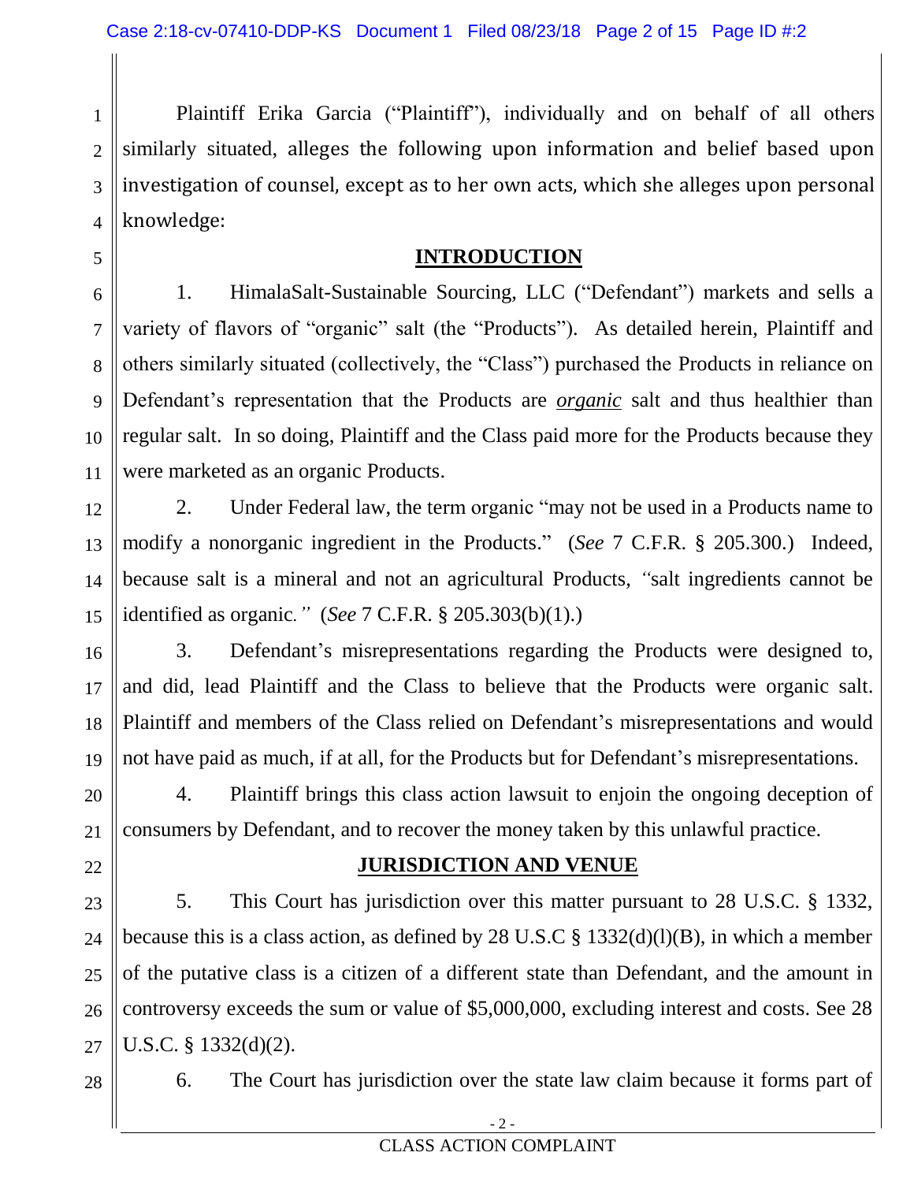Plaintiff Erika Garcia ("Plaintiff"), individually and on behalf of all others similarly situated, alleges the following upon information and belief based upon investigation of counsel, except as to her own acts, which she alleges upon personal knowledge:

## INTRODUCTION

1. HimalaSalt-Sustainable Sourcing, LLC ("Defendant") markets and sells a variety of flavors of "organic" salt (the "Products"). As detailed herein, Plaintiff and others similarly situated (collectively, the "Class") purchased the Products in reliance on Defendant's representation that the Products are ***organic*** salt and thus healthier than regular salt. In so doing, Plaintiff and the Class paid more for the Products because they were marketed as an organic Products.

2. Under Federal law, the term organic "may not be used in a Products name to modify a nonorganic ingredient in the Products." (*See* 7 C.F.R. § 205.300.) Indeed, because salt is a mineral and not an agricultural Products, *"*salt ingredients cannot be identified as organic*."* (*See* 7 C.F.R. § 205.303(b)(1).)

3. Defendant's misrepresentations regarding the Products were designed to, and did, lead Plaintiff and the Class to believe that the Products were organic salt. Plaintiff and members of the Class relied on Defendant's misrepresentations and would not have paid as much, if at all, for the Products but for Defendant's misrepresentations.

4. Plaintiff brings this class action lawsuit to enjoin the ongoing deception of consumers by Defendant, and to recover the money taken by this unlawful practice.

## JURISDICTION AND VENUE

5. This Court has jurisdiction over this matter pursuant to 28 U.S.C. § 1332, because this is a class action, as defined by 28 U.S.C § 1332(d)(l)(B), in which a member of the putative class is a citizen of a different state than Defendant, and the amount in controversy exceeds the sum or value of $5,000,000, excluding interest and costs. See 28 U.S.C. § 1332(d)(2).

6. The Court has jurisdiction over the state law claim because it forms part of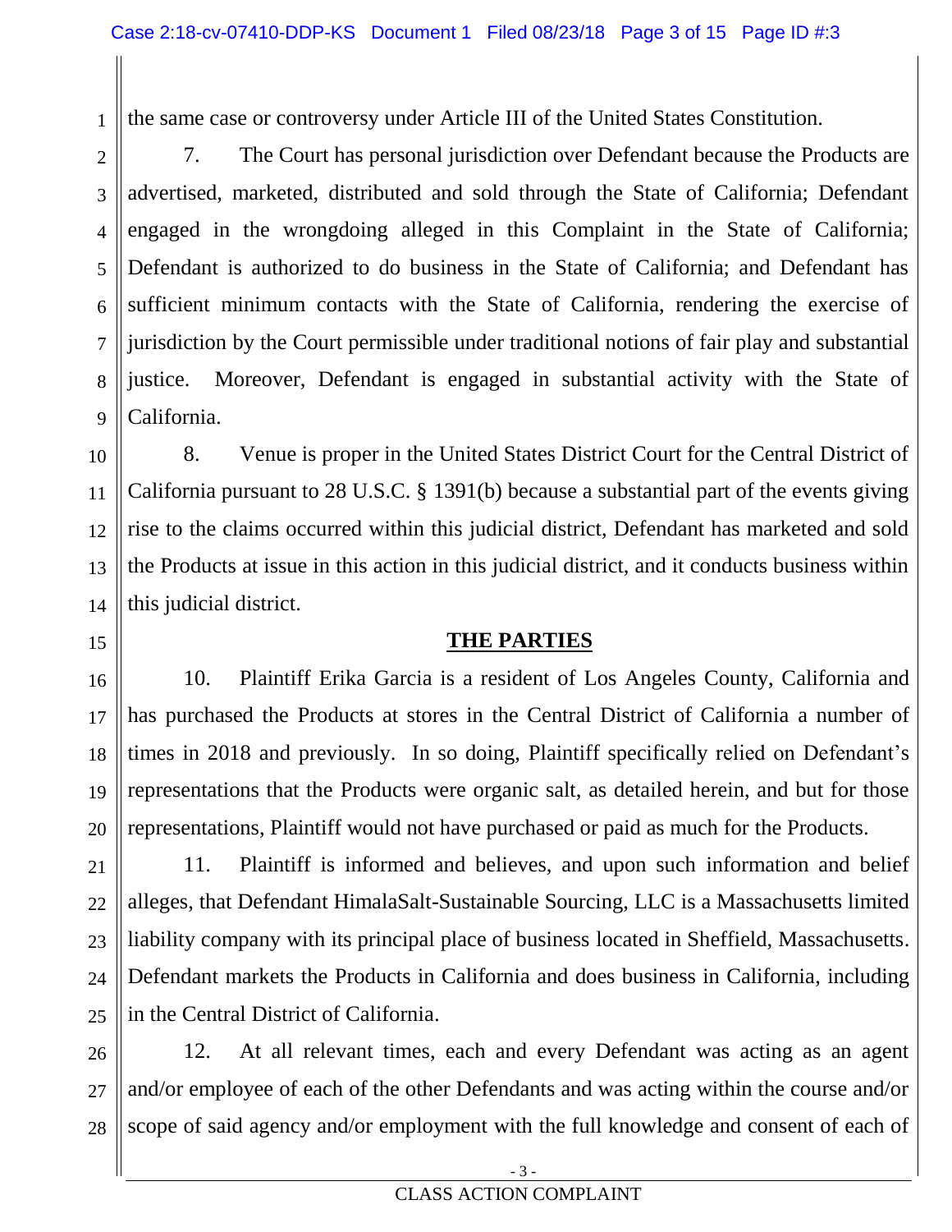the same case or controversy under Article III of the United States Constitution.

7. The Court has personal jurisdiction over Defendant because the Products are advertised, marketed, distributed and sold through the State of California; Defendant engaged in the wrongdoing alleged in this Complaint in the State of California; Defendant is authorized to do business in the State of California; and Defendant has sufficient minimum contacts with the State of California, rendering the exercise of jurisdiction by the Court permissible under traditional notions of fair play and substantial justice. Moreover, Defendant is engaged in substantial activity with the State of California.

8. Venue is proper in the United States District Court for the Central District of California pursuant to 28 U.S.C. § 1391(b) because a substantial part of the events giving rise to the claims occurred within this judicial district, Defendant has marketed and sold the Products at issue in this action in this judicial district, and it conducts business within this judicial district.

## THE PARTIES

10. Plaintiff Erika Garcia is a resident of Los Angeles County, California and has purchased the Products at stores in the Central District of California a number of times in 2018 and previously. In so doing, Plaintiff specifically relied on Defendant's representations that the Products were organic salt, as detailed herein, and but for those representations, Plaintiff would not have purchased or paid as much for the Products.

11. Plaintiff is informed and believes, and upon such information and belief alleges, that Defendant HimalaSalt-Sustainable Sourcing, LLC is a Massachusetts limited liability company with its principal place of business located in Sheffield, Massachusetts. Defendant markets the Products in California and does business in California, including in the Central District of California.

12. At all relevant times, each and every Defendant was acting as an agent and/or employee of each of the other Defendants and was acting within the course and/or scope of said agency and/or employment with the full knowledge and consent of each of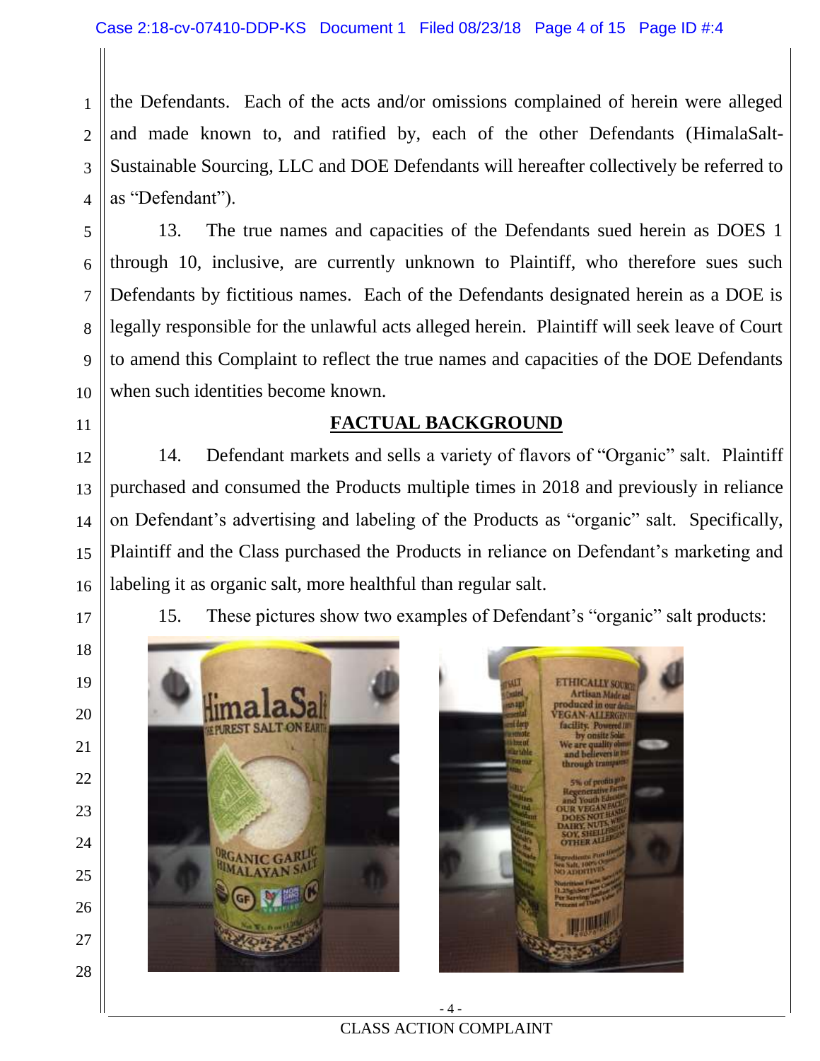the Defendants. Each of the acts and/or omissions complained of herein were alleged and made known to, and ratified by, each of the other Defendants (HimalaSalt-Sustainable Sourcing, LLC and DOE Defendants will hereafter collectively be referred to as "Defendant").

13. The true names and capacities of the Defendants sued herein as DOES 1 through 10, inclusive, are currently unknown to Plaintiff, who therefore sues such Defendants by fictitious names. Each of the Defendants designated herein as a DOE is legally responsible for the unlawful acts alleged herein. Plaintiff will seek leave of Court to amend this Complaint to reflect the true names and capacities of the DOE Defendants when such identities become known.

## FACTUAL BACKGROUND

14. Defendant markets and sells a variety of flavors of "Organic" salt. Plaintiff purchased and consumed the Products multiple times in 2018 and previously in reliance on Defendant's advertising and labeling of the Products as "organic" salt. Specifically, Plaintiff and the Class purchased the Products in reliance on Defendant's marketing and labeling it as organic salt, more healthful than regular salt.

15. These pictures show two examples of Defendant's "organic" salt products: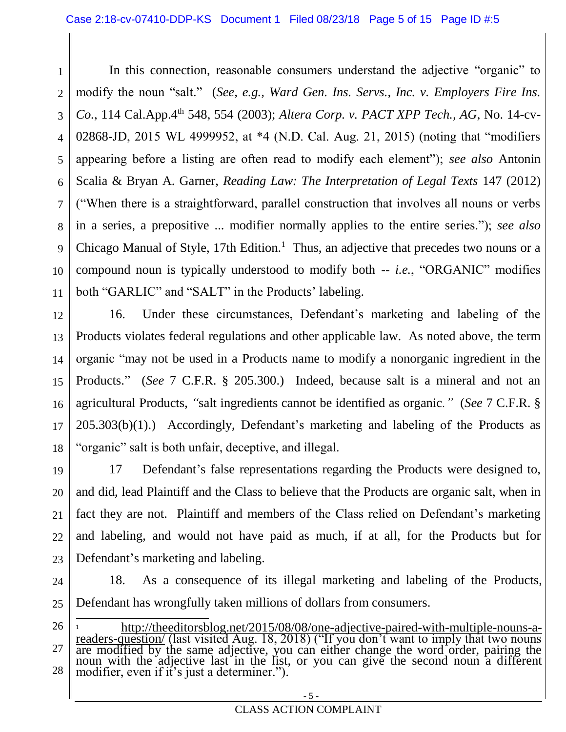In this connection, reasonable consumers understand the adjective "organic" to modify the noun "salt." (*See, e.g., Ward Gen. Ins. Servs., Inc. v. Employers Fire Ins. Co.*, 114 Cal.App.4th 548, 554 (2003); *Altera Corp. v. PACT XPP Tech., AG*, No. 14-cv-02868-JD, 2015 WL 4999952, at *4 (N.D. Cal. Aug. 21, 2015) (noting that "modifiers appearing before a listing are often read to modify each element"); *see also* Antonin Scalia & Bryan A. Garner, *Reading Law: The Interpretation of Legal Texts* 147 (2012) ("When there is a straightforward, parallel construction that involves all nouns or verbs in a series, a prepositive ... modifier normally applies to the entire series."); *see also* Chicago Manual of Style, 17th Edition.[1] Thus, an adjective that precedes two nouns or a compound noun is typically understood to modify both -- *i.e.*, "ORGANIC" modifies both "GARLIC" and "SALT" in the Products' labeling.

16. Under these circumstances, Defendant's marketing and labeling of the Products violates federal regulations and other applicable law. As noted above, the term organic "may not be used in a Products name to modify a nonorganic ingredient in the Products." (*See* 7 C.F.R. § 205.300.) Indeed, because salt is a mineral and not an agricultural Products, *"*salt ingredients cannot be identified as organic*."* (*See* 7 C.F.R. § 205.303(b)(1).) Accordingly, Defendant's marketing and labeling of the Products as "organic" salt is both unfair, deceptive, and illegal.

17 Defendant's false representations regarding the Products were designed to, and did, lead Plaintiff and the Class to believe that the Products are organic salt, when in fact they are not. Plaintiff and members of the Class relied on Defendant's marketing and labeling, and would not have paid as much, if at all, for the Products but for Defendant's marketing and labeling.

18. As a consequence of its illegal marketing and labeling of the Products, Defendant has wrongfully taken millions of dollars from consumers.

---

[1] http://theeditorsblog.net/2015/08/08/one-adjective-paired-with-multiple-nouns-a-readers-question/ (last visited Aug. 18, 2018) ("If you don't want to imply that two nouns are modified by the same adjective, you can either change the word order, pairing the noun with the adjective last in the list, or you can give the second noun a different modifier, even if it's just a determiner.").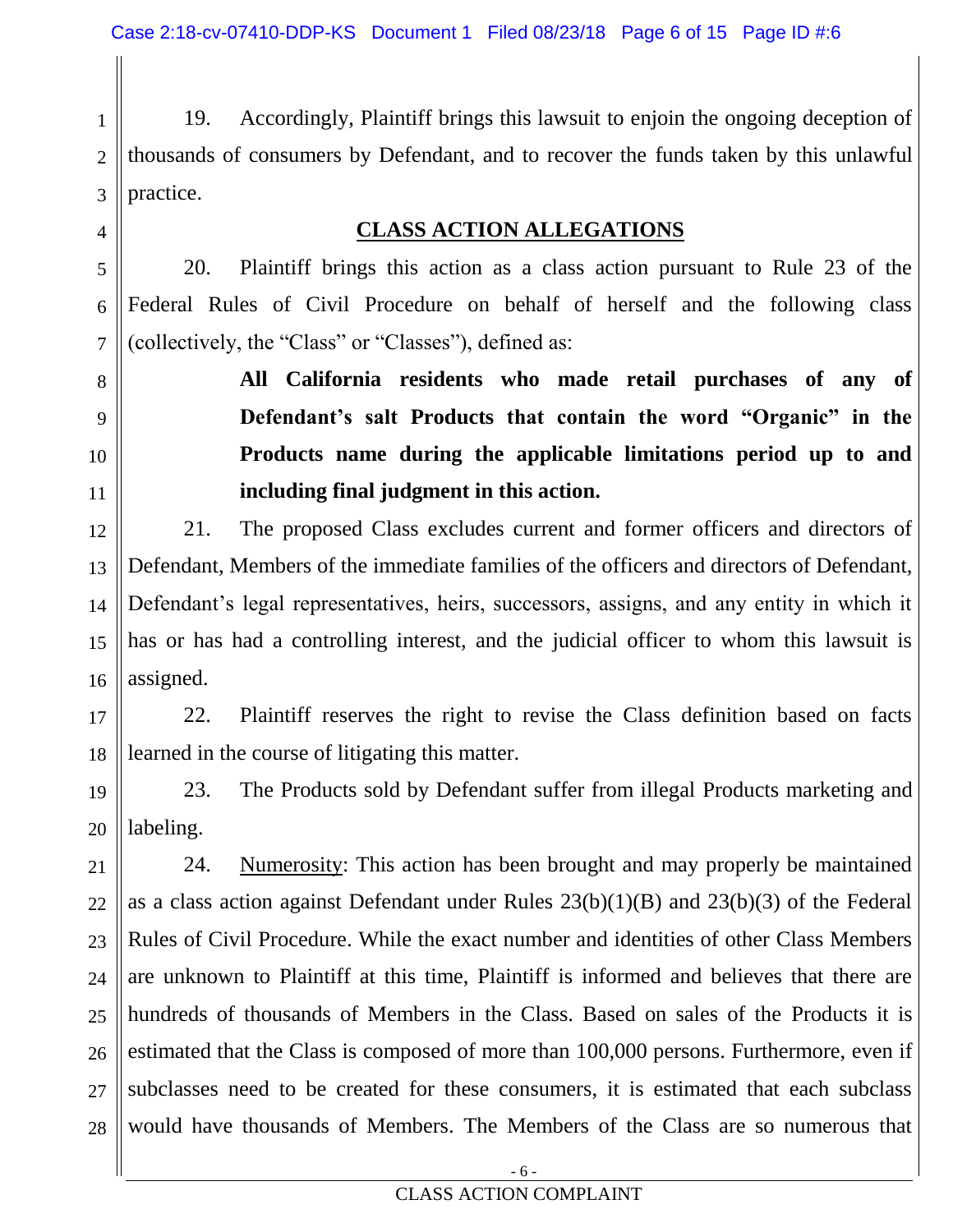19. Accordingly, Plaintiff brings this lawsuit to enjoin the ongoing deception of thousands of consumers by Defendant, and to recover the funds taken by this unlawful practice.

## CLASS ACTION ALLEGATIONS

20. Plaintiff brings this action as a class action pursuant to Rule 23 of the Federal Rules of Civil Procedure on behalf of herself and the following class (collectively, the "Class" or "Classes"), defined as:

> **All California residents who made retail purchases of any of Defendant's salt Products that contain the word "Organic" in the Products name during the applicable limitations period up to and including final judgment in this action.**

21. The proposed Class excludes current and former officers and directors of Defendant, Members of the immediate families of the officers and directors of Defendant, Defendant's legal representatives, heirs, successors, assigns, and any entity in which it has or has had a controlling interest, and the judicial officer to whom this lawsuit is assigned.

22. Plaintiff reserves the right to revise the Class definition based on facts learned in the course of litigating this matter.

23. The Products sold by Defendant suffer from illegal Products marketing and labeling.

24. Numerosity: This action has been brought and may properly be maintained as a class action against Defendant under Rules 23(b)(1)(B) and 23(b)(3) of the Federal Rules of Civil Procedure. While the exact number and identities of other Class Members are unknown to Plaintiff at this time, Plaintiff is informed and believes that there are hundreds of thousands of Members in the Class. Based on sales of the Products it is estimated that the Class is composed of more than 100,000 persons. Furthermore, even if subclasses need to be created for these consumers, it is estimated that each subclass would have thousands of Members. The Members of the Class are so numerous that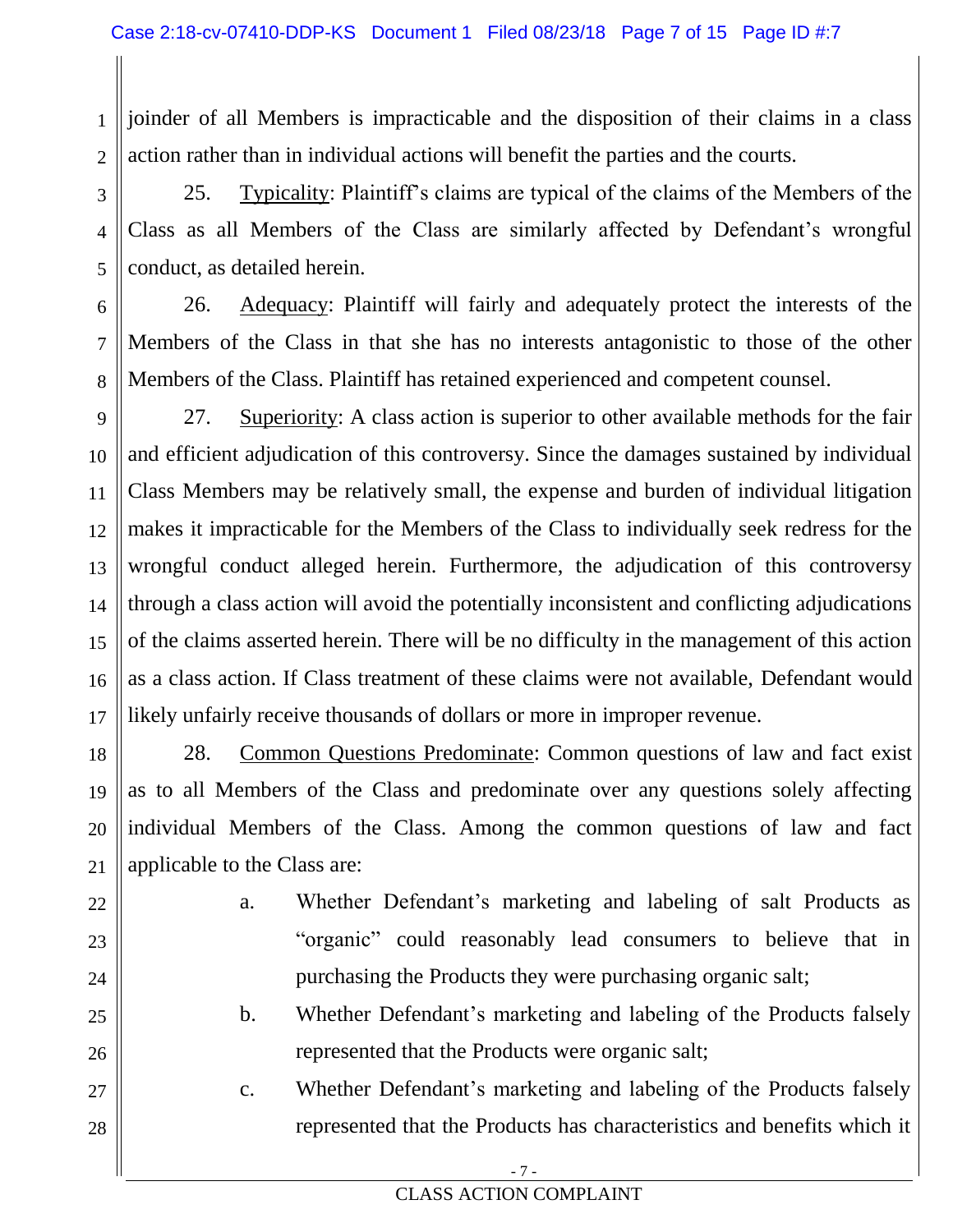joinder of all Members is impracticable and the disposition of their claims in a class action rather than in individual actions will benefit the parties and the courts.

25. Typicality: Plaintiff's claims are typical of the claims of the Members of the Class as all Members of the Class are similarly affected by Defendant's wrongful conduct, as detailed herein.

26. Adequacy: Plaintiff will fairly and adequately protect the interests of the Members of the Class in that she has no interests antagonistic to those of the other Members of the Class. Plaintiff has retained experienced and competent counsel.

27. Superiority: A class action is superior to other available methods for the fair and efficient adjudication of this controversy. Since the damages sustained by individual Class Members may be relatively small, the expense and burden of individual litigation makes it impracticable for the Members of the Class to individually seek redress for the wrongful conduct alleged herein. Furthermore, the adjudication of this controversy through a class action will avoid the potentially inconsistent and conflicting adjudications of the claims asserted herein. There will be no difficulty in the management of this action as a class action. If Class treatment of these claims were not available, Defendant would likely unfairly receive thousands of dollars or more in improper revenue.

28. Common Questions Predominate: Common questions of law and fact exist as to all Members of the Class and predominate over any questions solely affecting individual Members of the Class. Among the common questions of law and fact applicable to the Class are:

a. Whether Defendant's marketing and labeling of salt Products as "organic" could reasonably lead consumers to believe that in purchasing the Products they were purchasing organic salt;

b. Whether Defendant's marketing and labeling of the Products falsely represented that the Products were organic salt;

c. Whether Defendant's marketing and labeling of the Products falsely represented that the Products has characteristics and benefits which it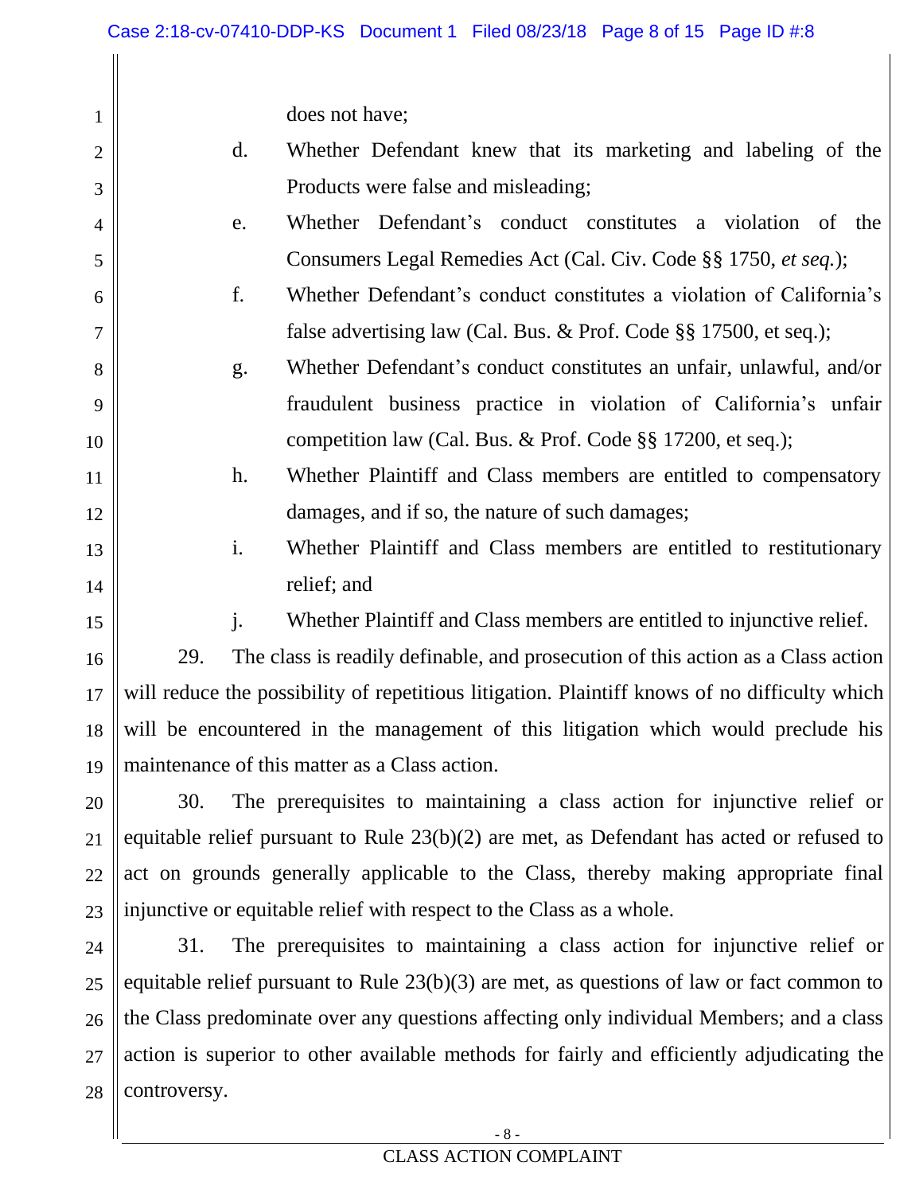does not have;

d. Whether Defendant knew that its marketing and labeling of the Products were false and misleading;

e. Whether Defendant's conduct constitutes a violation of the Consumers Legal Remedies Act (Cal. Civ. Code §§ 1750, *et seq.*);

f. Whether Defendant's conduct constitutes a violation of California's false advertising law (Cal. Bus. & Prof. Code §§ 17500, et seq.);

g. Whether Defendant's conduct constitutes an unfair, unlawful, and/or fraudulent business practice in violation of California's unfair competition law (Cal. Bus. & Prof. Code §§ 17200, et seq.);

h. Whether Plaintiff and Class members are entitled to compensatory damages, and if so, the nature of such damages;

i. Whether Plaintiff and Class members are entitled to restitutionary relief; and

j. Whether Plaintiff and Class members are entitled to injunctive relief.

29. The class is readily definable, and prosecution of this action as a Class action will reduce the possibility of repetitious litigation. Plaintiff knows of no difficulty which will be encountered in the management of this litigation which would preclude his maintenance of this matter as a Class action.

30. The prerequisites to maintaining a class action for injunctive relief or equitable relief pursuant to Rule 23(b)(2) are met, as Defendant has acted or refused to act on grounds generally applicable to the Class, thereby making appropriate final injunctive or equitable relief with respect to the Class as a whole.

31. The prerequisites to maintaining a class action for injunctive relief or equitable relief pursuant to Rule 23(b)(3) are met, as questions of law or fact common to the Class predominate over any questions affecting only individual Members; and a class action is superior to other available methods for fairly and efficiently adjudicating the controversy.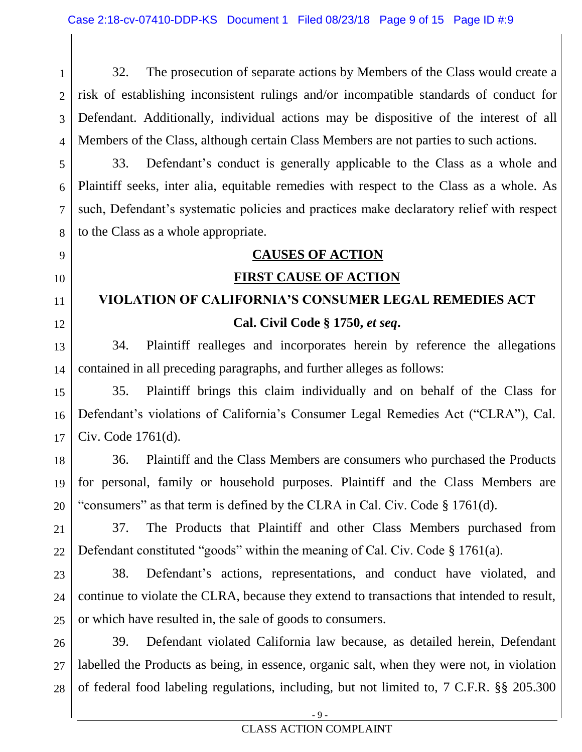32. The prosecution of separate actions by Members of the Class would create a risk of establishing inconsistent rulings and/or incompatible standards of conduct for Defendant. Additionally, individual actions may be dispositive of the interest of all Members of the Class, although certain Class Members are not parties to such actions.

33. Defendant's conduct is generally applicable to the Class as a whole and Plaintiff seeks, inter alia, equitable remedies with respect to the Class as a whole. As such, Defendant's systematic policies and practices make declaratory relief with respect to the Class as a whole appropriate.

## CAUSES OF ACTION

## FIRST CAUSE OF ACTION

### VIOLATION OF CALIFORNIA'S CONSUMER LEGAL REMEDIES ACT

### Cal. Civil Code § 1750, *et seq*.

34. Plaintiff realleges and incorporates herein by reference the allegations contained in all preceding paragraphs, and further alleges as follows:

35. Plaintiff brings this claim individually and on behalf of the Class for Defendant's violations of California's Consumer Legal Remedies Act ("CLRA"), Cal. Civ. Code 1761(d).

36. Plaintiff and the Class Members are consumers who purchased the Products for personal, family or household purposes. Plaintiff and the Class Members are "consumers" as that term is defined by the CLRA in Cal. Civ. Code § 1761(d).

37. The Products that Plaintiff and other Class Members purchased from Defendant constituted "goods" within the meaning of Cal. Civ. Code § 1761(a).

38. Defendant's actions, representations, and conduct have violated, and continue to violate the CLRA, because they extend to transactions that intended to result, or which have resulted in, the sale of goods to consumers.

39. Defendant violated California law because, as detailed herein, Defendant labelled the Products as being, in essence, organic salt, when they were not, in violation of federal food labeling regulations, including, but not limited to, 7 C.F.R. §§ 205.300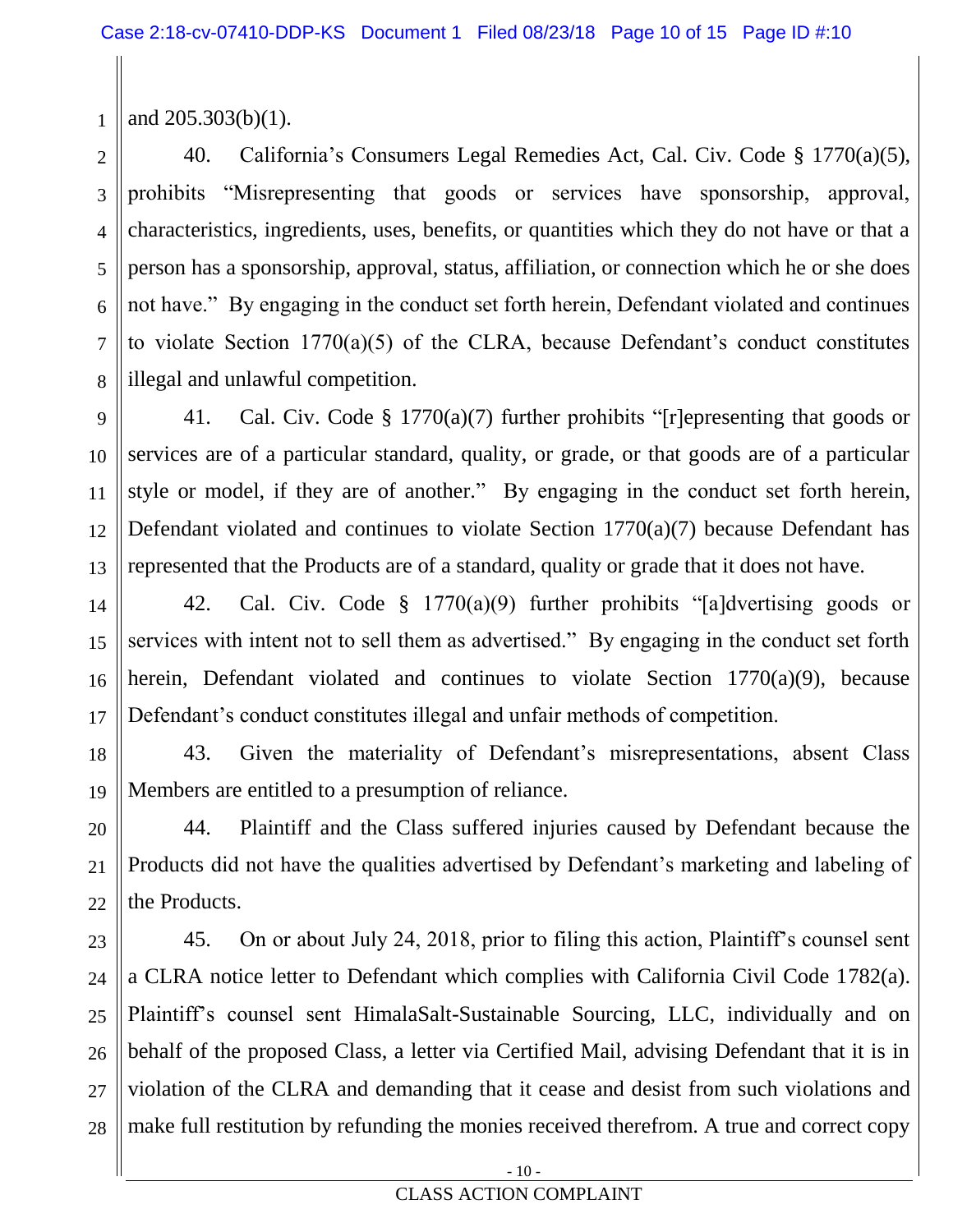and 205.303(b)(1).

40. California's Consumers Legal Remedies Act, Cal. Civ. Code § 1770(a)(5), prohibits "Misrepresenting that goods or services have sponsorship, approval, characteristics, ingredients, uses, benefits, or quantities which they do not have or that a person has a sponsorship, approval, status, affiliation, or connection which he or she does not have." By engaging in the conduct set forth herein, Defendant violated and continues to violate Section 1770(a)(5) of the CLRA, because Defendant's conduct constitutes illegal and unlawful competition.

41. Cal. Civ. Code § 1770(a)(7) further prohibits "[r]epresenting that goods or services are of a particular standard, quality, or grade, or that goods are of a particular style or model, if they are of another." By engaging in the conduct set forth herein, Defendant violated and continues to violate Section 1770(a)(7) because Defendant has represented that the Products are of a standard, quality or grade that it does not have.

42. Cal. Civ. Code § 1770(a)(9) further prohibits "[a]dvertising goods or services with intent not to sell them as advertised." By engaging in the conduct set forth herein, Defendant violated and continues to violate Section 1770(a)(9), because Defendant's conduct constitutes illegal and unfair methods of competition.

43. Given the materiality of Defendant's misrepresentations, absent Class Members are entitled to a presumption of reliance.

44. Plaintiff and the Class suffered injuries caused by Defendant because the Products did not have the qualities advertised by Defendant's marketing and labeling of the Products.

45. On or about July 24, 2018, prior to filing this action, Plaintiff's counsel sent a CLRA notice letter to Defendant which complies with California Civil Code 1782(a). Plaintiff's counsel sent HimalaSalt-Sustainable Sourcing, LLC, individually and on behalf of the proposed Class, a letter via Certified Mail, advising Defendant that it is in violation of the CLRA and demanding that it cease and desist from such violations and make full restitution by refunding the monies received therefrom. A true and correct copy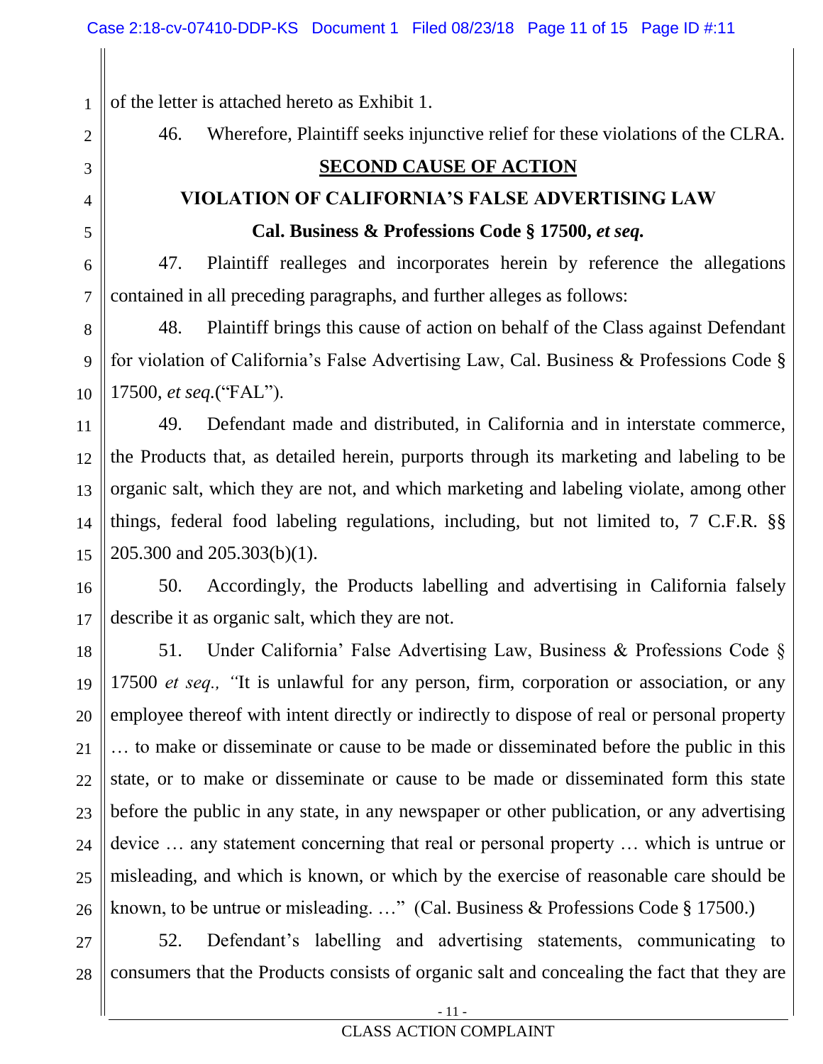of the letter is attached hereto as Exhibit 1.

46. Wherefore, Plaintiff seeks injunctive relief for these violations of the CLRA.

## SECOND CAUSE OF ACTION

### VIOLATION OF CALIFORNIA'S FALSE ADVERTISING LAW

### Cal. Business & Professions Code § 17500, *et seq.*

47. Plaintiff realleges and incorporates herein by reference the allegations contained in all preceding paragraphs, and further alleges as follows:

48. Plaintiff brings this cause of action on behalf of the Class against Defendant for violation of California's False Advertising Law, Cal. Business & Professions Code § 17500, *et seq.*("FAL").

49. Defendant made and distributed, in California and in interstate commerce, the Products that, as detailed herein, purports through its marketing and labeling to be organic salt, which they are not, and which marketing and labeling violate, among other things, federal food labeling regulations, including, but not limited to, 7 C.F.R. §§ 205.300 and 205.303(b)(1).

50. Accordingly, the Products labelling and advertising in California falsely describe it as organic salt, which they are not.

51. Under California' False Advertising Law, Business & Professions Code § 17500 *et seq., "*It is unlawful for any person, firm, corporation or association, or any employee thereof with intent directly or indirectly to dispose of real or personal property … to make or disseminate or cause to be made or disseminated before the public in this state, or to make or disseminate or cause to be made or disseminated form this state before the public in any state, in any newspaper or other publication, or any advertising device … any statement concerning that real or personal property … which is untrue or misleading, and which is known, or which by the exercise of reasonable care should be known, to be untrue or misleading. …" (Cal. Business & Professions Code § 17500.)

52. Defendant's labelling and advertising statements, communicating to consumers that the Products consists of organic salt and concealing the fact that they are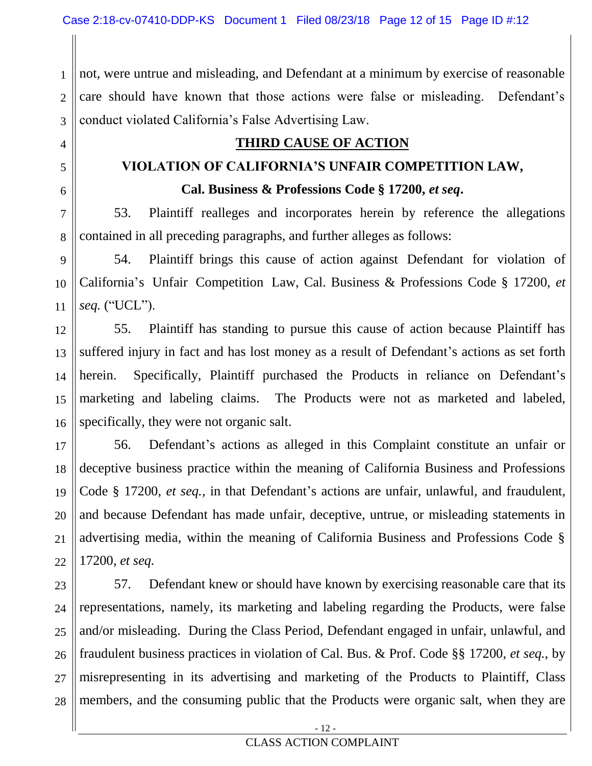not, were untrue and misleading, and Defendant at a minimum by exercise of reasonable care should have known that those actions were false or misleading. Defendant's conduct violated California's False Advertising Law.

## THIRD CAUSE OF ACTION

## VIOLATION OF CALIFORNIA'S UNFAIR COMPETITION LAW,

### Cal. Business & Professions Code § 17200, *et seq*.

53. Plaintiff realleges and incorporates herein by reference the allegations contained in all preceding paragraphs, and further alleges as follows:

54. Plaintiff brings this cause of action against Defendant for violation of California's Unfair Competition Law, Cal. Business & Professions Code § 17200, *et seq.* ("UCL").

55. Plaintiff has standing to pursue this cause of action because Plaintiff has suffered injury in fact and has lost money as a result of Defendant's actions as set forth herein. Specifically, Plaintiff purchased the Products in reliance on Defendant's marketing and labeling claims. The Products were not as marketed and labeled, specifically, they were not organic salt.

56. Defendant's actions as alleged in this Complaint constitute an unfair or deceptive business practice within the meaning of California Business and Professions Code § 17200, *et seq.*, in that Defendant's actions are unfair, unlawful, and fraudulent, and because Defendant has made unfair, deceptive, untrue, or misleading statements in advertising media, within the meaning of California Business and Professions Code § 17200, *et seq.*

57. Defendant knew or should have known by exercising reasonable care that its representations, namely, its marketing and labeling regarding the Products, were false and/or misleading. During the Class Period, Defendant engaged in unfair, unlawful, and fraudulent business practices in violation of Cal. Bus. & Prof. Code §§ 17200, *et seq.*, by misrepresenting in its advertising and marketing of the Products to Plaintiff, Class members, and the consuming public that the Products were organic salt, when they are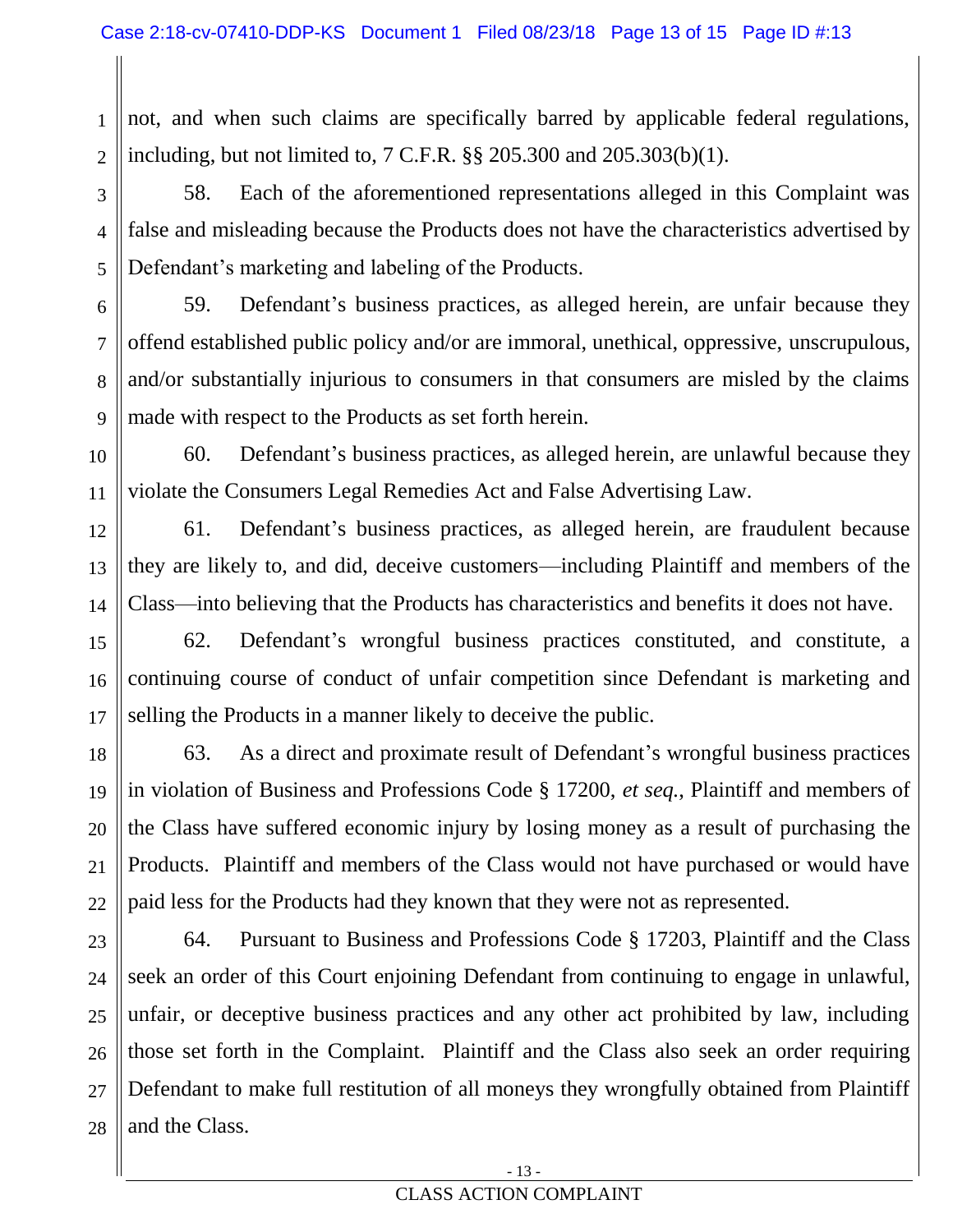not, and when such claims are specifically barred by applicable federal regulations, including, but not limited to, 7 C.F.R. §§ 205.300 and 205.303(b)(1).

58. Each of the aforementioned representations alleged in this Complaint was false and misleading because the Products does not have the characteristics advertised by Defendant's marketing and labeling of the Products.

59. Defendant's business practices, as alleged herein, are unfair because they offend established public policy and/or are immoral, unethical, oppressive, unscrupulous, and/or substantially injurious to consumers in that consumers are misled by the claims made with respect to the Products as set forth herein.

60. Defendant's business practices, as alleged herein, are unlawful because they violate the Consumers Legal Remedies Act and False Advertising Law.

61. Defendant's business practices, as alleged herein, are fraudulent because they are likely to, and did, deceive customers—including Plaintiff and members of the Class—into believing that the Products has characteristics and benefits it does not have.

62. Defendant's wrongful business practices constituted, and constitute, a continuing course of conduct of unfair competition since Defendant is marketing and selling the Products in a manner likely to deceive the public.

63. As a direct and proximate result of Defendant's wrongful business practices in violation of Business and Professions Code § 17200, *et seq.*, Plaintiff and members of the Class have suffered economic injury by losing money as a result of purchasing the Products. Plaintiff and members of the Class would not have purchased or would have paid less for the Products had they known that they were not as represented.

64. Pursuant to Business and Professions Code § 17203, Plaintiff and the Class seek an order of this Court enjoining Defendant from continuing to engage in unlawful, unfair, or deceptive business practices and any other act prohibited by law, including those set forth in the Complaint. Plaintiff and the Class also seek an order requiring Defendant to make full restitution of all moneys they wrongfully obtained from Plaintiff and the Class.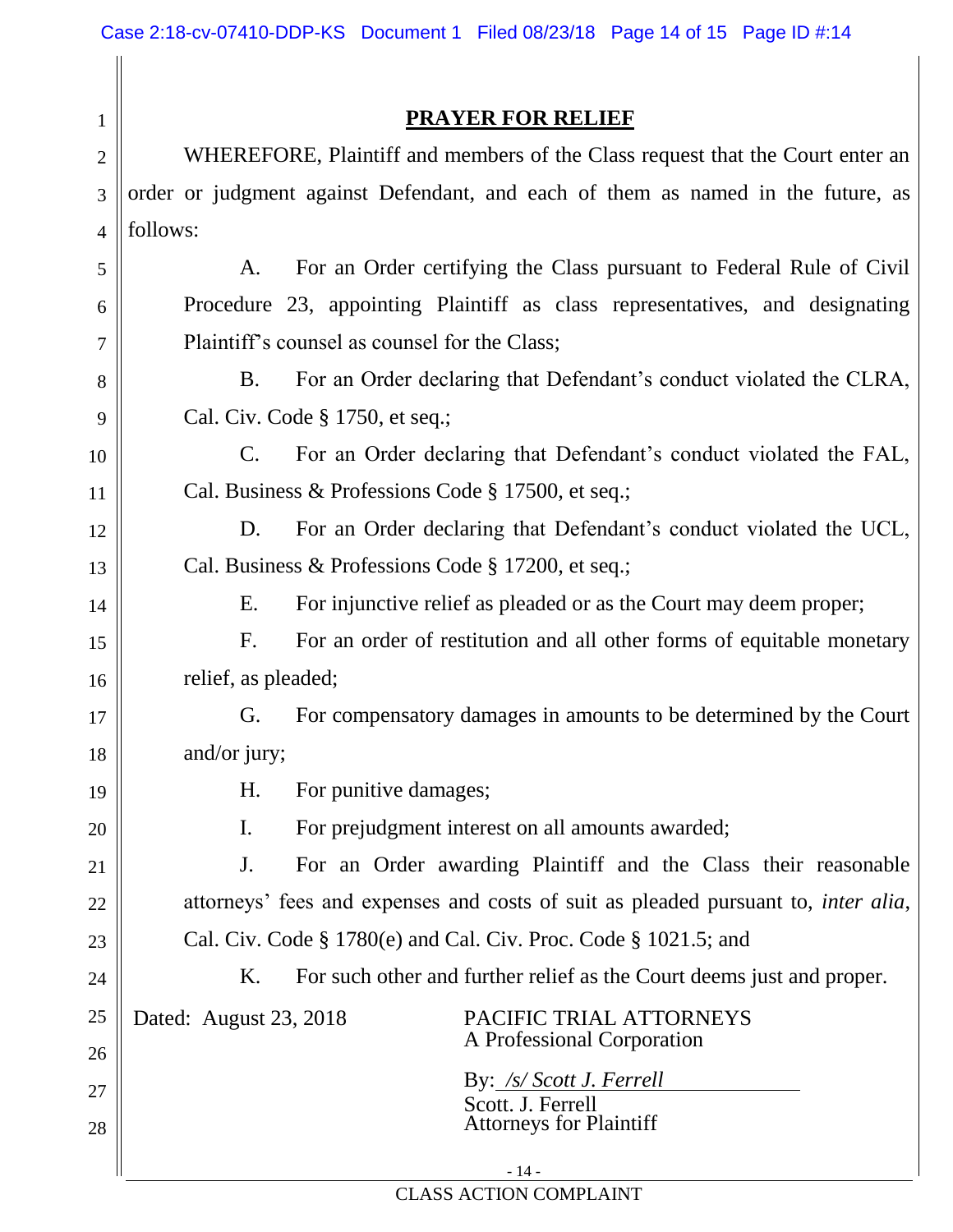## PRAYER FOR RELIEF

WHEREFORE, Plaintiff and members of the Class request that the Court enter an order or judgment against Defendant, and each of them as named in the future, as follows:

A. For an Order certifying the Class pursuant to Federal Rule of Civil Procedure 23, appointing Plaintiff as class representatives, and designating Plaintiff's counsel as counsel for the Class;

B. For an Order declaring that Defendant's conduct violated the CLRA, Cal. Civ. Code § 1750, et seq.;

C. For an Order declaring that Defendant's conduct violated the FAL, Cal. Business & Professions Code § 17500, et seq.;

D. For an Order declaring that Defendant's conduct violated the UCL, Cal. Business & Professions Code § 17200, et seq.;

E. For injunctive relief as pleaded or as the Court may deem proper;

F. For an order of restitution and all other forms of equitable monetary relief, as pleaded;

G. For compensatory damages in amounts to be determined by the Court and/or jury;

H. For punitive damages;

I. For prejudgment interest on all amounts awarded;

J. For an Order awarding Plaintiff and the Class their reasonable attorneys' fees and expenses and costs of suit as pleaded pursuant to, *inter alia*, Cal. Civ. Code § 1780(e) and Cal. Civ. Proc. Code § 1021.5; and

K. For such other and further relief as the Court deems just and proper.

Dated: August 23, 2018

PACIFIC TRIAL ATTORNEYS
A Professional Corporation

By: */s/ Scott J. Ferrell*
Scott. J. Ferrell
Attorneys for Plaintiff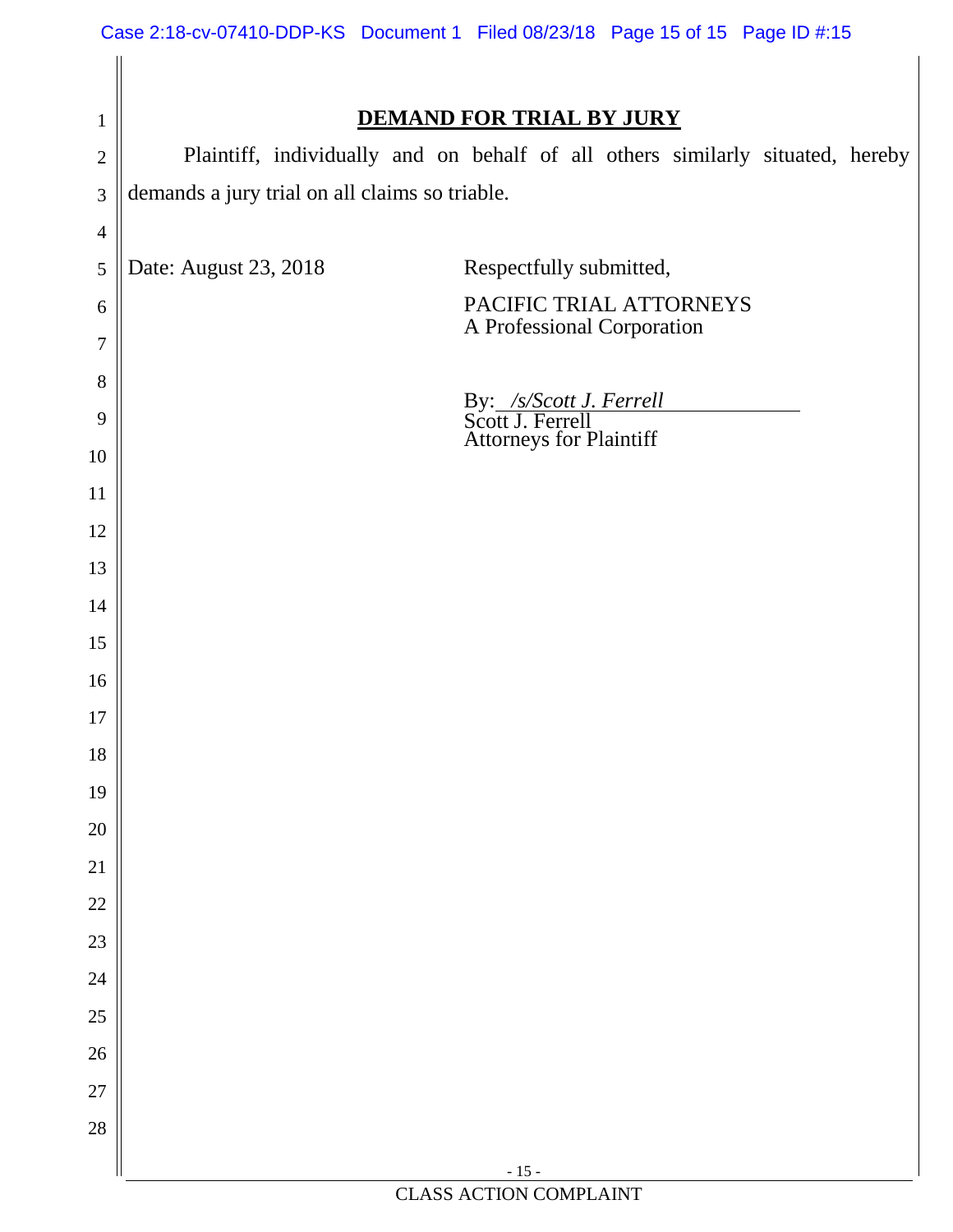## DEMAND FOR TRIAL BY JURY

Plaintiff, individually and on behalf of all others similarly situated, hereby demands a jury trial on all claims so triable.

Date: August 23, 2018

Respectfully submitted,

PACIFIC TRIAL ATTORNEYS
A Professional Corporation

By: */s/Scott J. Ferrell*
Scott J. Ferrell
Attorneys for Plaintiff

CLASS ACTION COMPLAINT